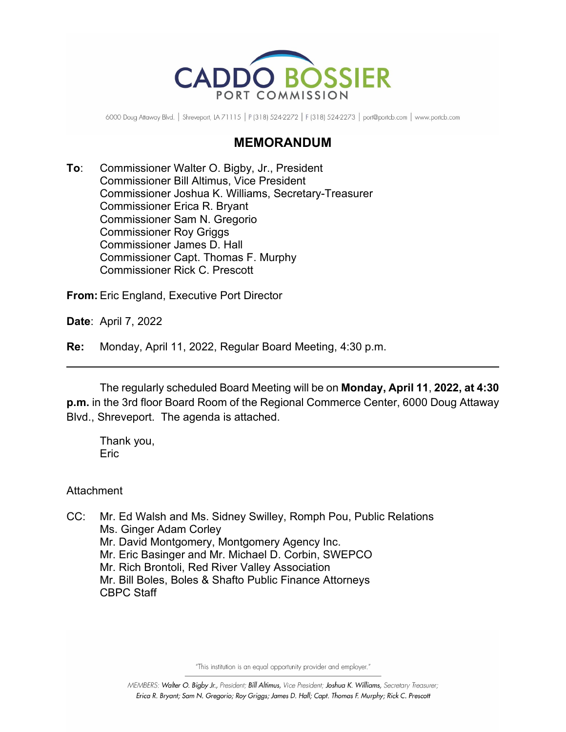CADDO BOSSIER
PORT COMMISSION

6000 Doug Attaway Blvd. | Shreveport, LA 71115 | P (318) 524-2272 | F (318) 524-2273 | port@portcb.com | www.portcb.com

## MEMORANDUM

**To**: Commissioner Walter O. Bigby, Jr., President
Commissioner Bill Altimus, Vice President
Commissioner Joshua K. Williams, Secretary-Treasurer
Commissioner Erica R. Bryant
Commissioner Sam N. Gregorio
Commissioner Roy Griggs
Commissioner James D. Hall
Commissioner Capt. Thomas F. Murphy
Commissioner Rick C. Prescott

**From:** Eric England, Executive Port Director

**Date**: April 7, 2022

**Re:** Monday, April 11, 2022, Regular Board Meeting, 4:30 p.m.

---

The regularly scheduled Board Meeting will be on **Monday, April 11**, **2022, at 4:30 p.m.** in the 3rd floor Board Room of the Regional Commerce Center, 6000 Doug Attaway Blvd., Shreveport. The agenda is attached.

Thank you,
Eric

Attachment

CC: Mr. Ed Walsh and Ms. Sidney Swilley, Romph Pou, Public Relations
Ms. Ginger Adam Corley
Mr. David Montgomery, Montgomery Agency Inc.
Mr. Eric Basinger and Mr. Michael D. Corbin, SWEPCO
Mr. Rich Brontoli, Red River Valley Association
Mr. Bill Boles, Boles & Shafto Public Finance Attorneys
CBPC Staff

"This institution is an equal opportunity provider and employer."

*MEMBERS: Walter O. Bigby Jr., President; Bill Altimus, Vice President; Joshua K. Williams, Secretary Treasurer; Erica R. Bryant; Sam N. Gregorio; Roy Griggs; James D. Hall; Capt. Thomas F. Murphy; Rick C. Prescott*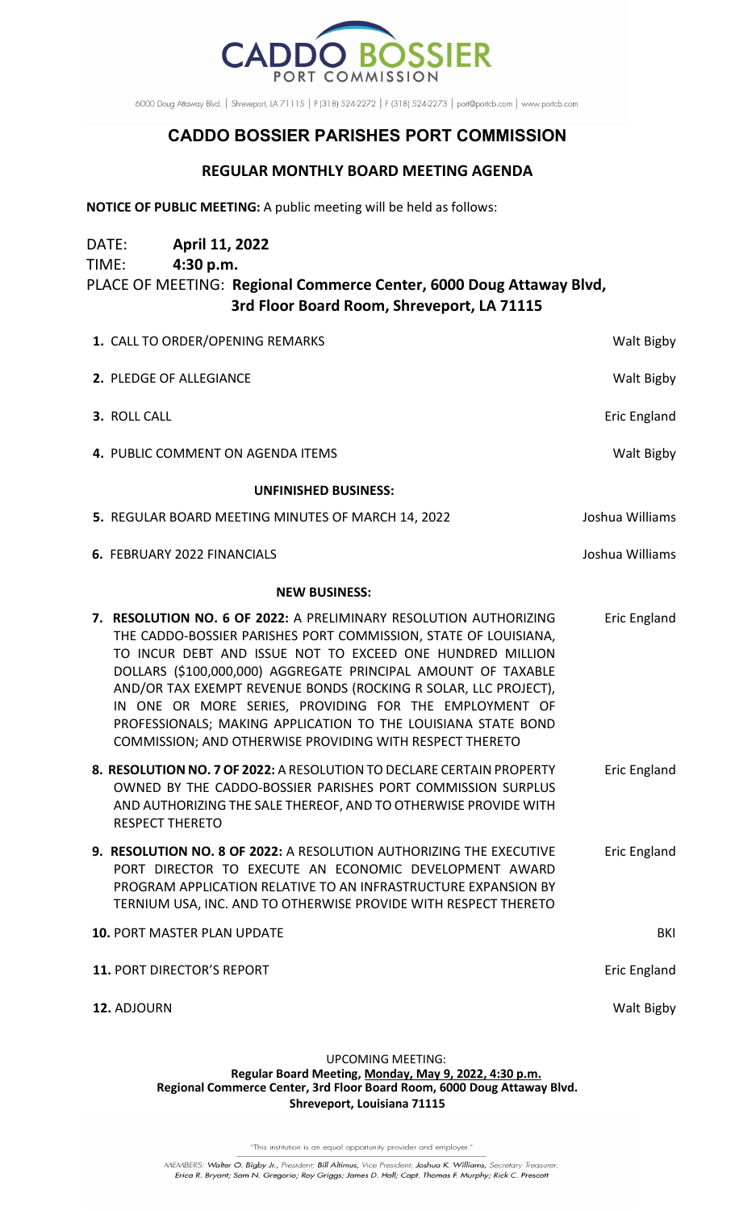CADDO BOSSIER PORT COMMISSION

6000 Doug Attaway Blvd. | Shreveport, LA 71115 | P (318) 524-2272 | F (318) 524-2273 | port@portcb.com | www.portcb.com

# CADDO BOSSIER PARISHES PORT COMMISSION

## REGULAR MONTHLY BOARD MEETING AGENDA

**NOTICE OF PUBLIC MEETING:** A public meeting will be held as follows:

DATE: **April 11, 2022**
TIME: **4:30 p.m.**
PLACE OF MEETING: **Regional Commerce Center, 6000 Doug Attaway Blvd, 3rd Floor Board Room, Shreveport, LA 71115**

| | |
|---|---|
| **1.** CALL TO ORDER/OPENING REMARKS | Walt Bigby |
| **2.** PLEDGE OF ALLEGIANCE | Walt Bigby |
| **3.** ROLL CALL | Eric England |
| **4.** PUBLIC COMMENT ON AGENDA ITEMS | Walt Bigby |

**UNFINISHED BUSINESS:**

| | |
|---|---|
| **5.** REGULAR BOARD MEETING MINUTES OF MARCH 14, 2022 | Joshua Williams |
| **6.** FEBRUARY 2022 FINANCIALS | Joshua Williams |

**NEW BUSINESS:**

| | |
|---|---|
| **7. RESOLUTION NO. 6 OF 2022:** A PRELIMINARY RESOLUTION AUTHORIZING THE CADDO-BOSSIER PARISHES PORT COMMISSION, STATE OF LOUISIANA, TO INCUR DEBT AND ISSUE NOT TO EXCEED ONE HUNDRED MILLION DOLLARS ($100,000,000) AGGREGATE PRINCIPAL AMOUNT OF TAXABLE AND/OR TAX EXEMPT REVENUE BONDS (ROCKING R SOLAR, LLC PROJECT), IN ONE OR MORE SERIES, PROVIDING FOR THE EMPLOYMENT OF PROFESSIONALS; MAKING APPLICATION TO THE LOUISIANA STATE BOND COMMISSION; AND OTHERWISE PROVIDING WITH RESPECT THERETO | Eric England |
| **8. RESOLUTION NO. 7 OF 2022:** A RESOLUTION TO DECLARE CERTAIN PROPERTY OWNED BY THE CADDO-BOSSIER PARISHES PORT COMMISSION SURPLUS AND AUTHORIZING THE SALE THEREOF, AND TO OTHERWISE PROVIDE WITH RESPECT THERETO | Eric England |
| **9. RESOLUTION NO. 8 OF 2022:** A RESOLUTION AUTHORIZING THE EXECUTIVE PORT DIRECTOR TO EXECUTE AN ECONOMIC DEVELOPMENT AWARD PROGRAM APPLICATION RELATIVE TO AN INFRASTRUCTURE EXPANSION BY TERNIUM USA, INC. AND TO OTHERWISE PROVIDE WITH RESPECT THERETO | Eric England |
| **10.** PORT MASTER PLAN UPDATE | BKI |
| **11.** PORT DIRECTOR'S REPORT | Eric England |
| **12.** ADJOURN | Walt Bigby |

UPCOMING MEETING:
**Regular Board Meeting, Monday, May 9, 2022, 4:30 p.m.**
**Regional Commerce Center, 3rd Floor Board Room, 6000 Doug Attaway Blvd.**
**Shreveport, Louisiana 71115**

"This institution is an equal opportunity provider and employer."

*MEMBERS: **Walter O. Bigby Jr.**, President; **Bill Altimus**, Vice President; **Joshua K. Williams**, Secretary Treasurer; **Erica R. Bryant; Sam N. Gregorio; Roy Griggs; James D. Hall; Capt. Thomas F. Murphy; Rick C. Prescott***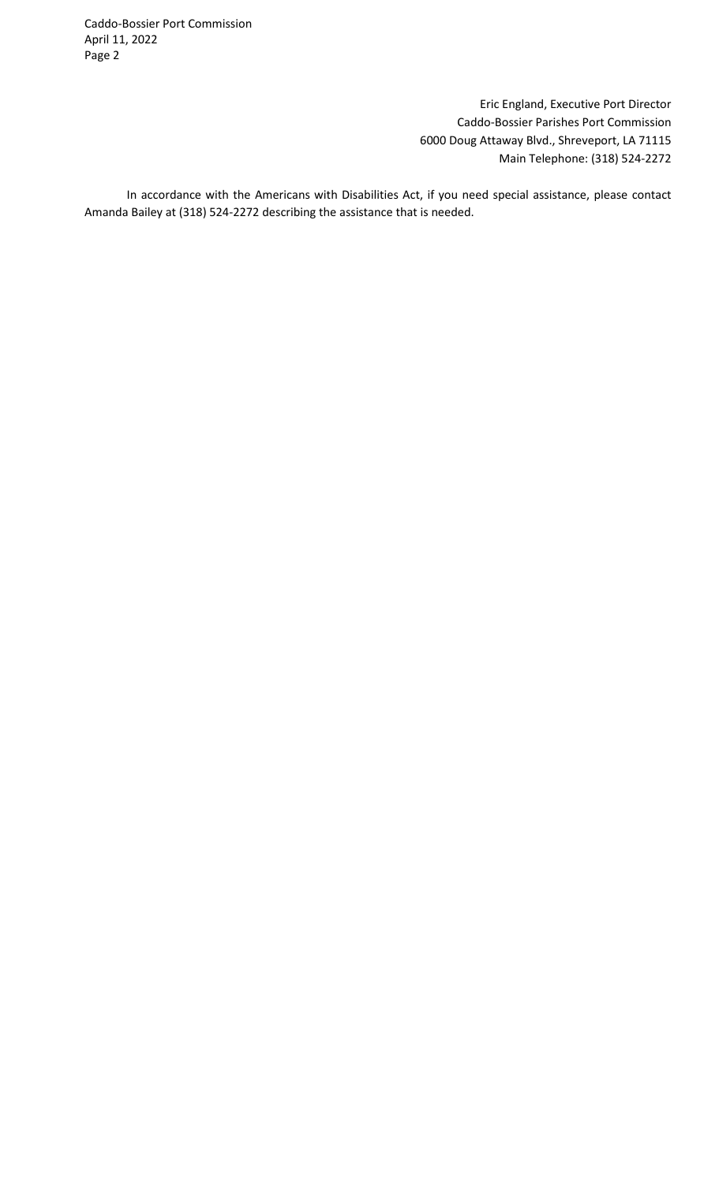Eric England, Executive Port Director
Caddo-Bossier Parishes Port Commission
6000 Doug Attaway Blvd., Shreveport, LA 71115
Main Telephone: (318) 524-2272

In accordance with the Americans with Disabilities Act, if you need special assistance, please contact Amanda Bailey at (318) 524-2272 describing the assistance that is needed.